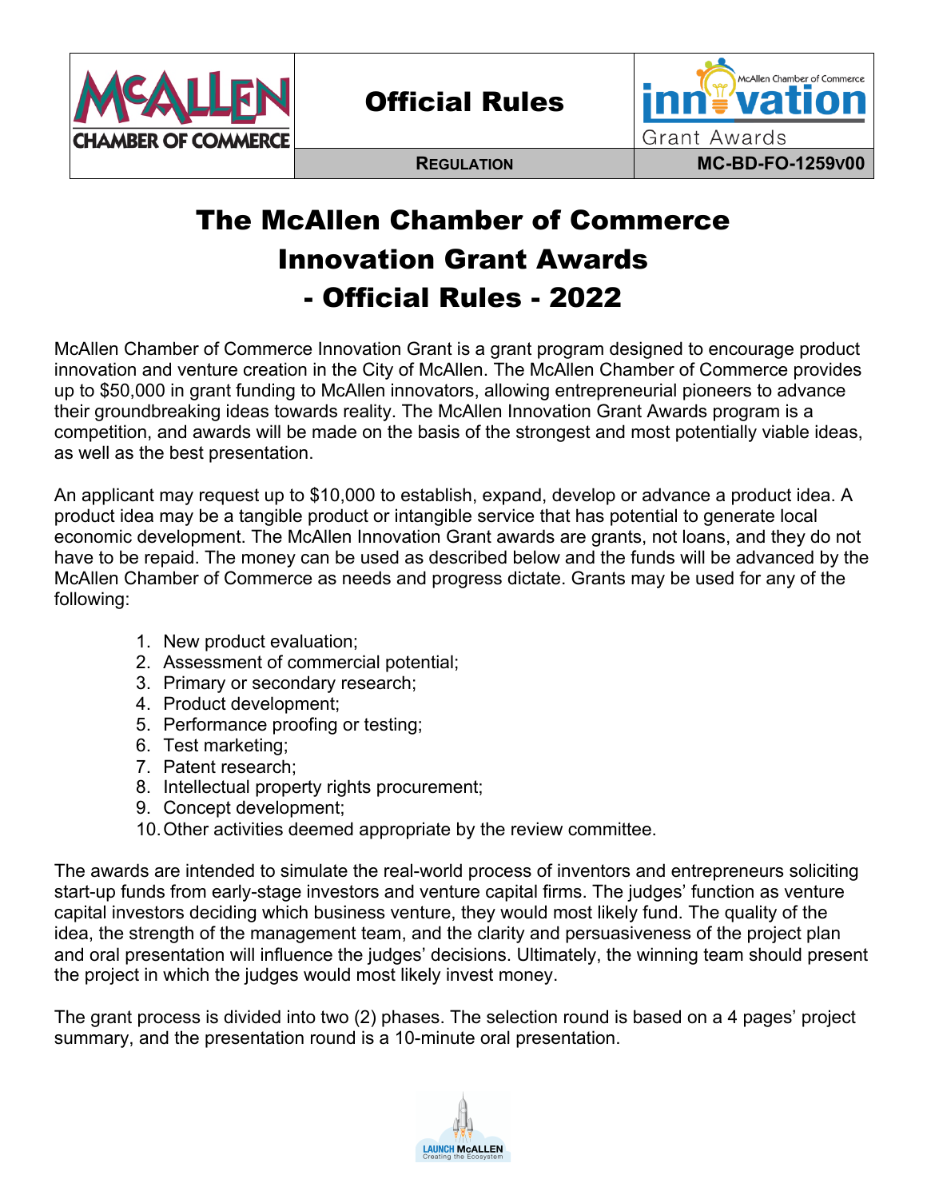| McALLEN CHAMBER OF COMMERCE | Official Rules | McAllen Chamber of Commerce innovation Grant Awards |
| --- | --- | --- |
| | REGULATION | MC-BD-FO-1259v00 |

# The McAllen Chamber of Commerce Innovation Grant Awards - Official Rules - 2022

McAllen Chamber of Commerce Innovation Grant is a grant program designed to encourage product innovation and venture creation in the City of McAllen. The McAllen Chamber of Commerce provides up to $50,000 in grant funding to McAllen innovators, allowing entrepreneurial pioneers to advance their groundbreaking ideas towards reality. The McAllen Innovation Grant Awards program is a competition, and awards will be made on the basis of the strongest and most potentially viable ideas, as well as the best presentation.

An applicant may request up to $10,000 to establish, expand, develop or advance a product idea. A product idea may be a tangible product or intangible service that has potential to generate local economic development. The McAllen Innovation Grant awards are grants, not loans, and they do not have to be repaid. The money can be used as described below and the funds will be advanced by the McAllen Chamber of Commerce as needs and progress dictate. Grants may be used for any of the following:

1. New product evaluation;
2. Assessment of commercial potential;
3. Primary or secondary research;
4. Product development;
5. Performance proofing or testing;
6. Test marketing;
7. Patent research;
8. Intellectual property rights procurement;
9. Concept development;
10. Other activities deemed appropriate by the review committee.

The awards are intended to simulate the real-world process of inventors and entrepreneurs soliciting start-up funds from early-stage investors and venture capital firms. The judges' function as venture capital investors deciding which business venture, they would most likely fund. The quality of the idea, the strength of the management team, and the clarity and persuasiveness of the project plan and oral presentation will influence the judges' decisions. Ultimately, the winning team should present the project in which the judges would most likely invest money.

The grant process is divided into two (2) phases. The selection round is based on a 4 pages' project summary, and the presentation round is a 10-minute oral presentation.

LAUNCH McALLEN
Creating the Ecosystem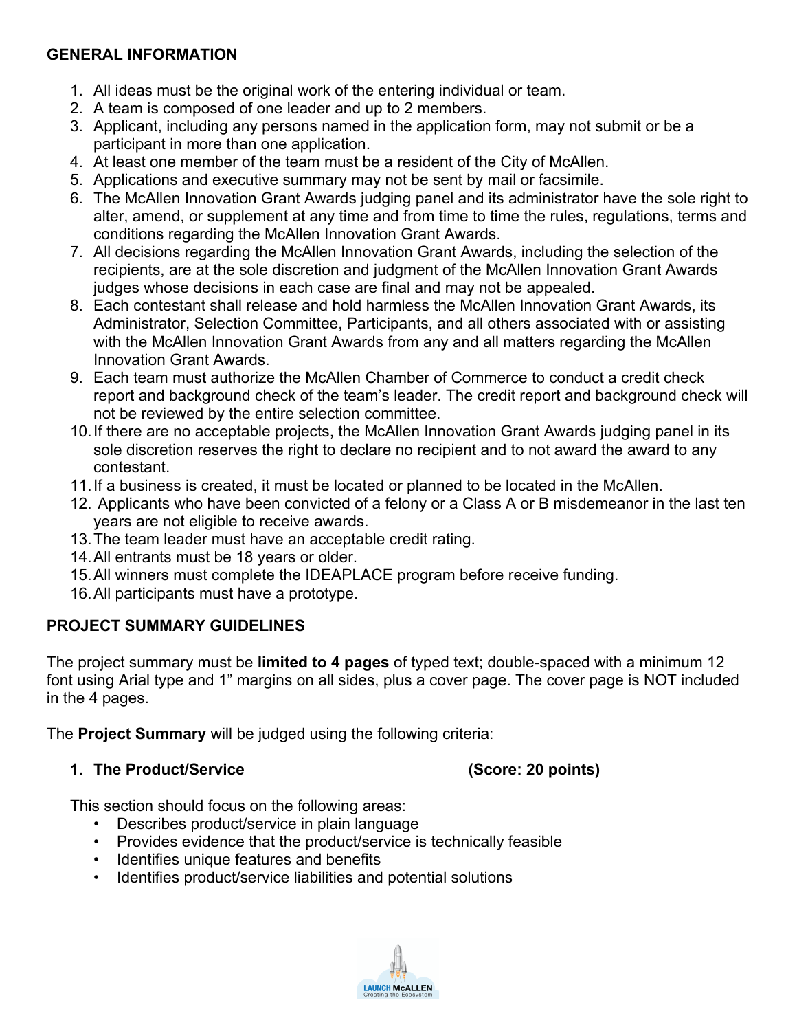## GENERAL INFORMATION

1. All ideas must be the original work of the entering individual or team.
2. A team is composed of one leader and up to 2 members.
3. Applicant, including any persons named in the application form, may not submit or be a participant in more than one application.
4. At least one member of the team must be a resident of the City of McAllen.
5. Applications and executive summary may not be sent by mail or facsimile.
6. The McAllen Innovation Grant Awards judging panel and its administrator have the sole right to alter, amend, or supplement at any time and from time to time the rules, regulations, terms and conditions regarding the McAllen Innovation Grant Awards.
7. All decisions regarding the McAllen Innovation Grant Awards, including the selection of the recipients, are at the sole discretion and judgment of the McAllen Innovation Grant Awards judges whose decisions in each case are final and may not be appealed.
8. Each contestant shall release and hold harmless the McAllen Innovation Grant Awards, its Administrator, Selection Committee, Participants, and all others associated with or assisting with the McAllen Innovation Grant Awards from any and all matters regarding the McAllen Innovation Grant Awards.
9. Each team must authorize the McAllen Chamber of Commerce to conduct a credit check report and background check of the team's leader. The credit report and background check will not be reviewed by the entire selection committee.
10. If there are no acceptable projects, the McAllen Innovation Grant Awards judging panel in its sole discretion reserves the right to declare no recipient and to not award the award to any contestant.
11. If a business is created, it must be located or planned to be located in the McAllen.
12. Applicants who have been convicted of a felony or a Class A or B misdemeanor in the last ten years are not eligible to receive awards.
13. The team leader must have an acceptable credit rating.
14. All entrants must be 18 years or older.
15. All winners must complete the IDEAPLACE program before receive funding.
16. All participants must have a prototype.

## PROJECT SUMMARY GUIDELINES

The project summary must be **limited to 4 pages** of typed text; double-spaced with a minimum 12 font using Arial type and 1" margins on all sides, plus a cover page. The cover page is NOT included in the 4 pages.

The **Project Summary** will be judged using the following criteria:

### 1. The Product/Service (Score: 20 points)

This section should focus on the following areas:

- Describes product/service in plain language
- Provides evidence that the product/service is technically feasible
- Identifies unique features and benefits
- Identifies product/service liabilities and potential solutions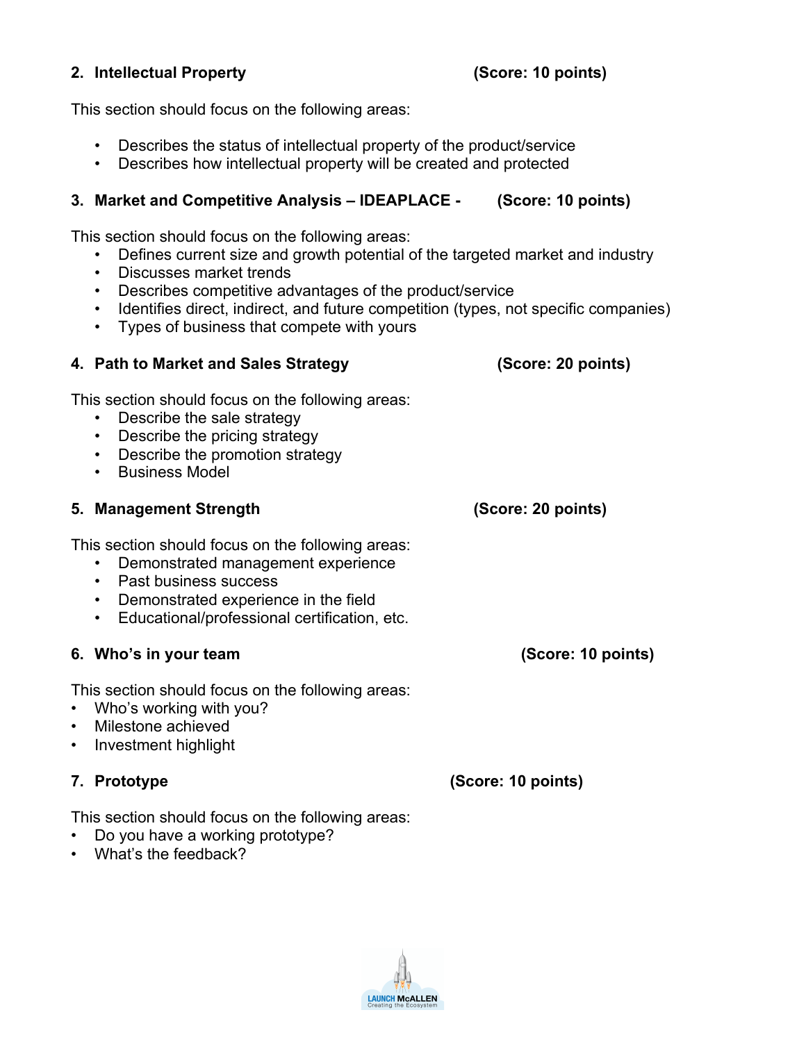**2. Intellectual Property (Score: 10 points)**

This section should focus on the following areas:

- Describes the status of intellectual property of the product/service
- Describes how intellectual property will be created and protected

**3. Market and Competitive Analysis – IDEAPLACE - (Score: 10 points)**

This section should focus on the following areas:

- Defines current size and growth potential of the targeted market and industry
- Discusses market trends
- Describes competitive advantages of the product/service
- Identifies direct, indirect, and future competition (types, not specific companies)
- Types of business that compete with yours

**4. Path to Market and Sales Strategy (Score: 20 points)**

This section should focus on the following areas:

- Describe the sale strategy
- Describe the pricing strategy
- Describe the promotion strategy
- Business Model

**5. Management Strength (Score: 20 points)**

This section should focus on the following areas:

- Demonstrated management experience
- Past business success
- Demonstrated experience in the field
- Educational/professional certification, etc.

**6. Who's in your team (Score: 10 points)**

This section should focus on the following areas:

- Who's working with you?
- Milestone achieved
- Investment highlight

**7. Prototype (Score: 10 points)**

This section should focus on the following areas:

- Do you have a working prototype?
- What's the feedback?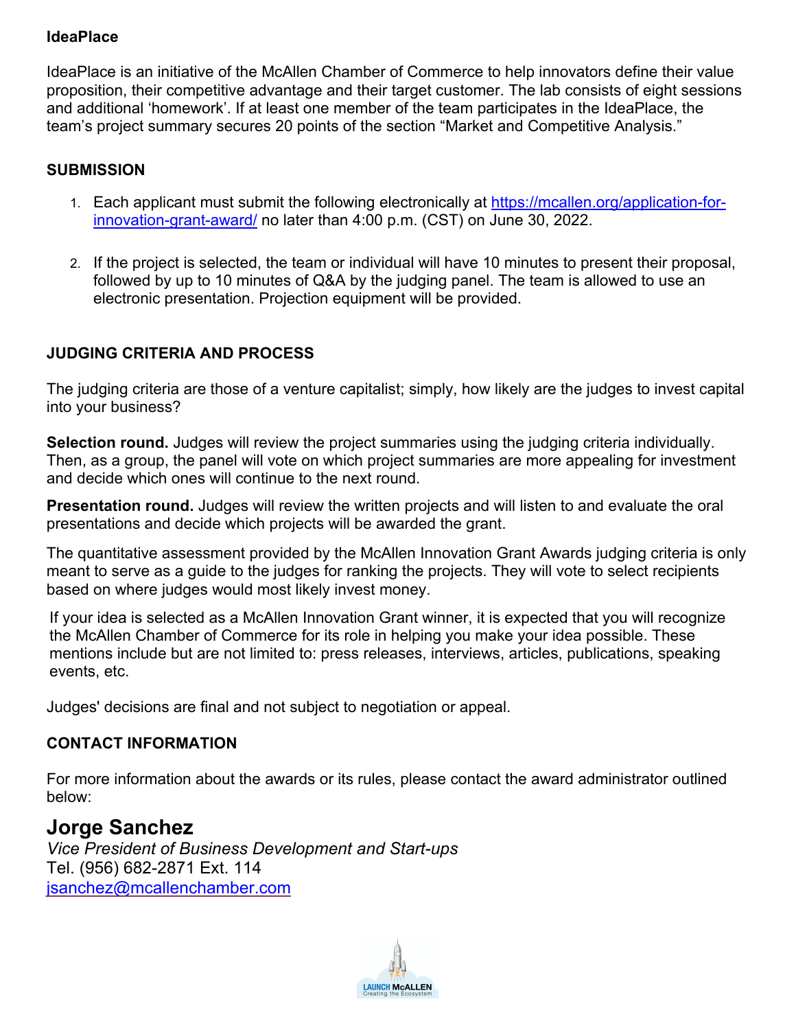**IdeaPlace**

IdeaPlace is an initiative of the McAllen Chamber of Commerce to help innovators define their value proposition, their competitive advantage and their target customer. The lab consists of eight sessions and additional 'homework'. If at least one member of the team participates in the IdeaPlace, the team's project summary secures 20 points of the section "Market and Competitive Analysis."

## SUBMISSION

1. Each applicant must submit the following electronically at [https://mcallen.org/application-for-innovation-grant-award/](https://mcallen.org/application-for-innovation-grant-award/) no later than 4:00 p.m. (CST) on June 30, 2022.

2. If the project is selected, the team or individual will have 10 minutes to present their proposal, followed by up to 10 minutes of Q&A by the judging panel. The team is allowed to use an electronic presentation. Projection equipment will be provided.

## JUDGING CRITERIA AND PROCESS

The judging criteria are those of a venture capitalist; simply, how likely are the judges to invest capital into your business?

**Selection round.** Judges will review the project summaries using the judging criteria individually. Then, as a group, the panel will vote on which project summaries are more appealing for investment and decide which ones will continue to the next round.

**Presentation round.** Judges will review the written projects and will listen to and evaluate the oral presentations and decide which projects will be awarded the grant.

The quantitative assessment provided by the McAllen Innovation Grant Awards judging criteria is only meant to serve as a guide to the judges for ranking the projects. They will vote to select recipients based on where judges would most likely invest money.

If your idea is selected as a McAllen Innovation Grant winner, it is expected that you will recognize the McAllen Chamber of Commerce for its role in helping you make your idea possible. These mentions include but are not limited to: press releases, interviews, articles, publications, speaking events, etc.

Judges' decisions are final and not subject to negotiation or appeal.

## CONTACT INFORMATION

For more information about the awards or its rules, please contact the award administrator outlined below:

### Jorge Sanchez

*Vice President of Business Development and Start-ups*
Tel. (956) 682-2871 Ext. 114
[jsanchez@mcallenchamber.com](mailto:jsanchez@mcallenchamber.com)

LAUNCH McALLEN
Creating the Ecosystem